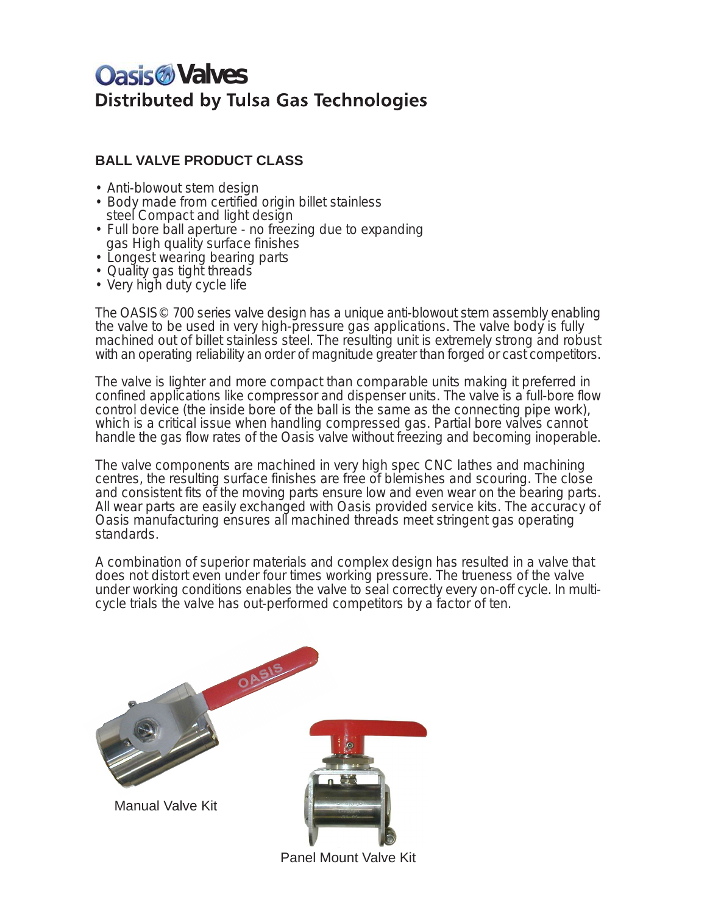# Oasis Valves

**Distributed by Tulsa Gas Technologies**

## BALL VALVE PRODUCT CLASS

- Anti-blowout stem design
- Body made from certified origin billet stainless steel Compact and light design
- Full bore ball aperture - no freezing due to expanding gas High quality surface finishes
- Longest wearing bearing parts
- Quality gas tight threads
- Very high duty cycle life

The OASIS© 700 series valve design has a unique anti-blowout stem assembly enabling the valve to be used in very high-pressure gas applications. The valve body is fully machined out of billet stainless steel. The resulting unit is extremely strong and robust with an operating reliability an order of magnitude greater than forged or cast competitors.

The valve is lighter and more compact than comparable units making it preferred in confined applications like compressor and dispenser units. The valve is a full-bore flow control device (the inside bore of the ball is the same as the connecting pipe work), which is a critical issue when handling compressed gas. Partial bore valves cannot handle the gas flow rates of the Oasis valve without freezing and becoming inoperable.

The valve components are machined in very high spec CNC lathes and machining centres, the resulting surface finishes are free of blemishes and scouring. The close and consistent fits of the moving parts ensure low and even wear on the bearing parts. All wear parts are easily exchanged with Oasis provided service kits. The accuracy of Oasis manufacturing ensures all machined threads meet stringent gas operating standards.

A combination of superior materials and complex design has resulted in a valve that does not distort even under four times working pressure. The trueness of the valve under working conditions enables the valve to seal correctly every on-off cycle. In multi-cycle trials the valve has out-performed competitors by a factor of ten.

Manual Valve Kit

Panel Mount Valve Kit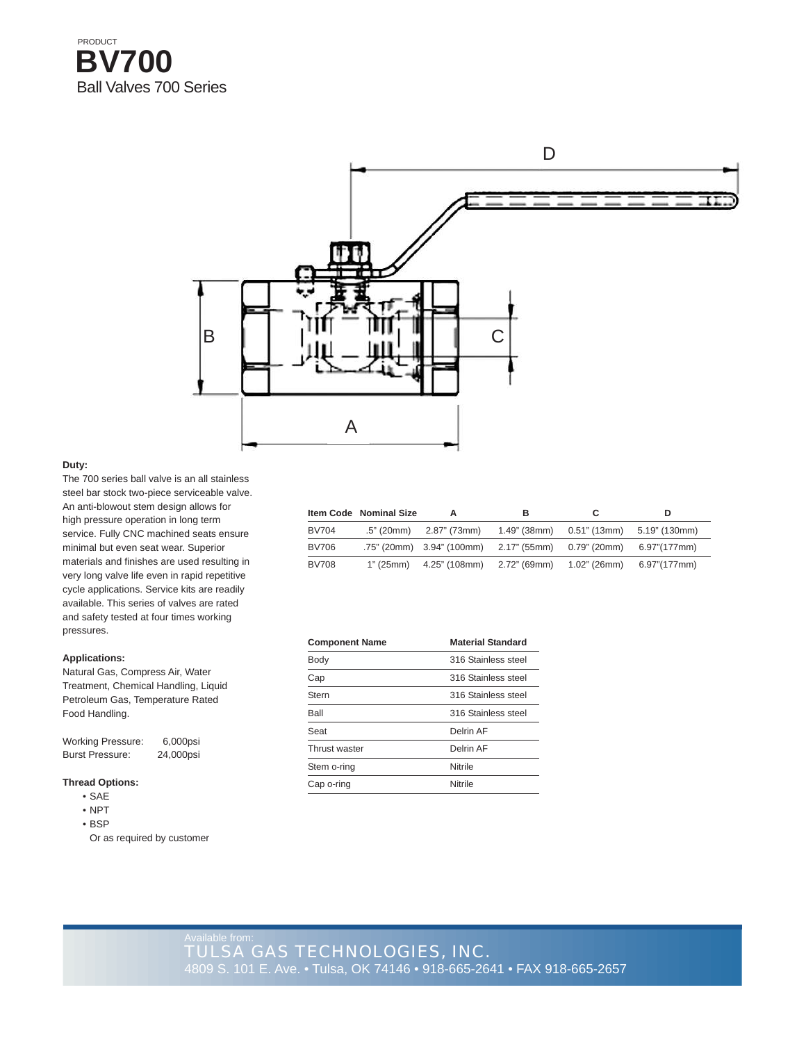PRODUCT

# BV700

## Ball Valves 700 Series

D

B

C

A

**Duty:**

The 700 series ball valve is an all stainless steel bar stock two-piece serviceable valve. An anti-blowout stem design allows for high pressure operation in long term service. Fully CNC machined seats ensure minimal but even seat wear. Superior materials and finishes are used resulting in very long valve life even in rapid repetitive cycle applications. Service kits are readily available. This series of valves are rated and safety tested at four times working pressures.

**Applications:**

Natural Gas, Compress Air, Water Treatment, Chemical Handling, Liquid Petroleum Gas, Temperature Rated Food Handling.

| | |
|---|---|
| Working Pressure: | 6,000psi |
| Burst Pressure: | 24,000psi |

**Thread Options:**

- SAE
- NPT
- BSP

Or as required by customer

| Item Code | Nominal Size | A | B | C | D |
|---|---|---|---|---|---|
| BV704 | .5" (20mm) | 2.87" (73mm) | 1.49" (38mm) | 0.51" (13mm) | 5.19" (130mm) |
| BV706 | .75" (20mm) | 3.94" (100mm) | 2.17" (55mm) | 0.79" (20mm) | 6.97"(177mm) |
| BV708 | 1" (25mm) | 4.25" (108mm) | 2.72" (69mm) | 1.02" (26mm) | 6.97"(177mm) |

| Component Name | Material Standard |
|---|---|
| Body | 316 Stainless steel |
| Cap | 316 Stainless steel |
| Stem | 316 Stainless steel |
| Ball | 316 Stainless steel |
| Seat | Delrin AF |
| Thrust waster | Delrin AF |
| Stem o-ring | Nitrile |
| Cap o-ring | Nitrile |

Available from:
TULSA GAS TECHNOLOGIES, INC.
4809 S. 101 E. Ave. • Tulsa, OK 74146 • 918-665-2641 • FAX 918-665-2657